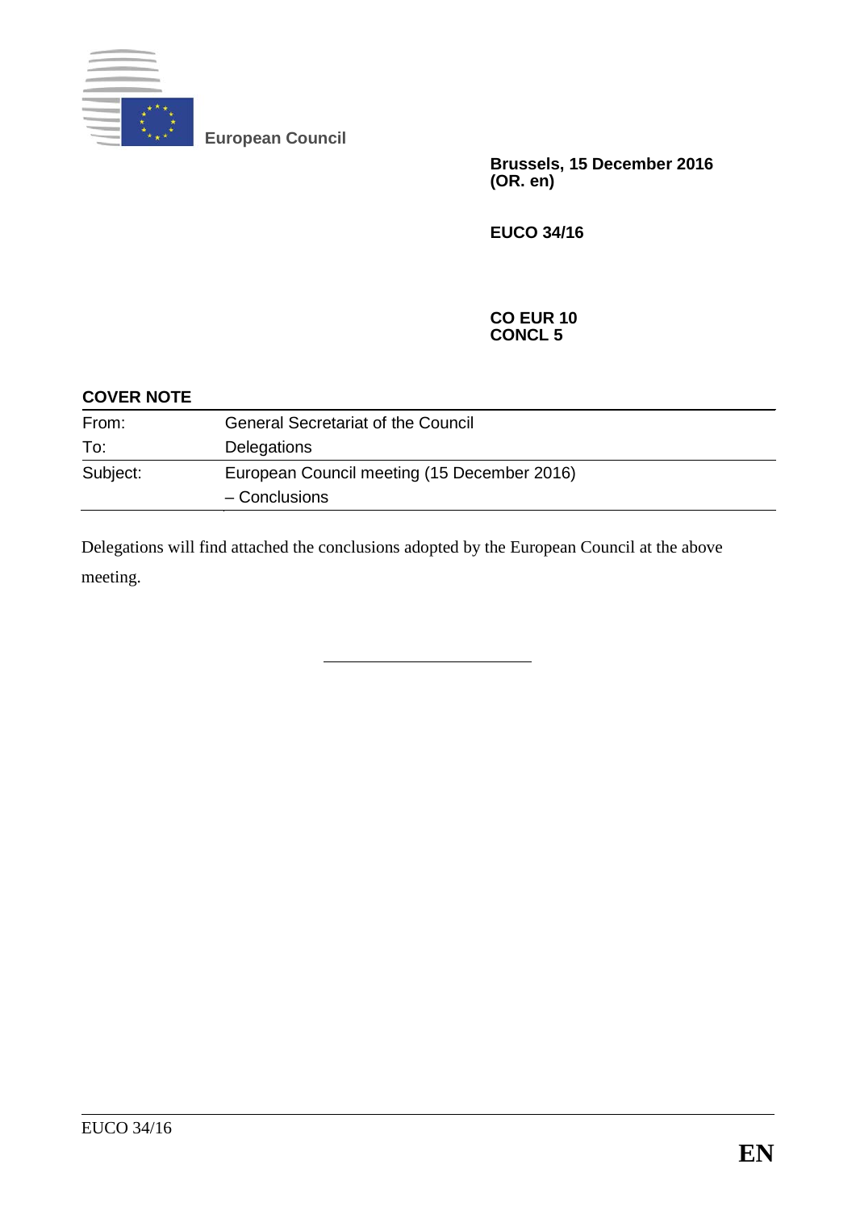**European Council**

**Brussels, 15 December 2016**
**(OR. en)**

**EUCO 34/16**

**CO EUR 10**
**CONCL 5**

**COVER NOTE**

| | |
|---|---|
| From: | General Secretariat of the Council |
| To: | Delegations |
| Subject: | European Council meeting (15 December 2016) – Conclusions |

Delegations will find attached the conclusions adopted by the European Council at the above meeting.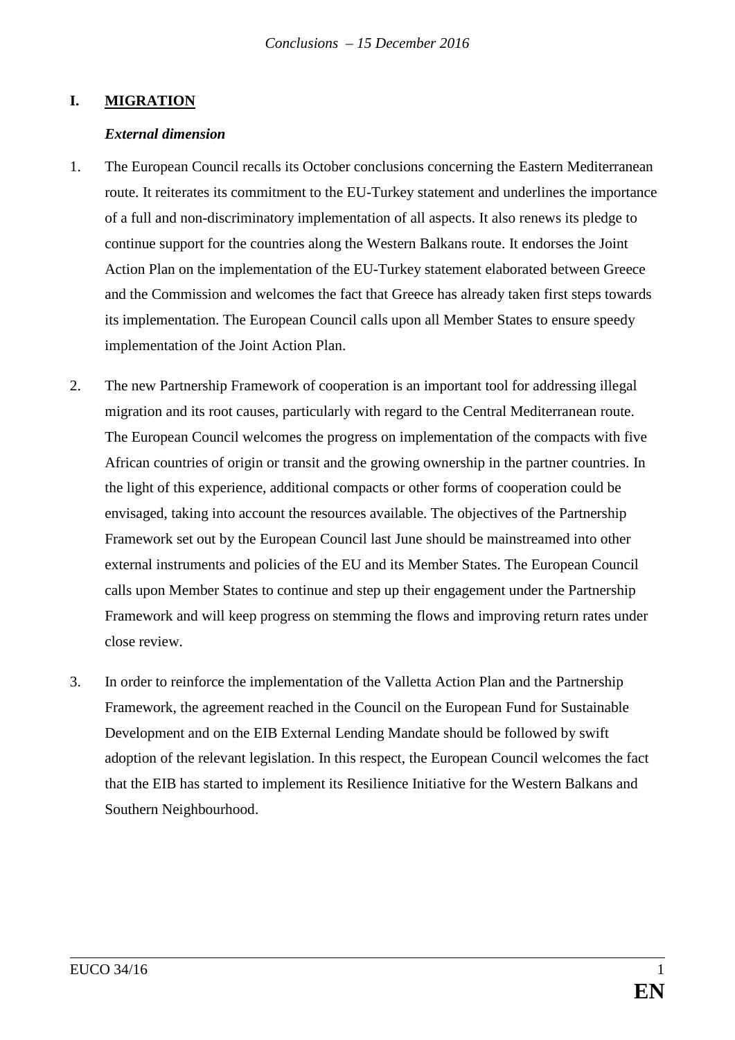## I. MIGRATION

### *External dimension*

1. The European Council recalls its October conclusions concerning the Eastern Mediterranean route. It reiterates its commitment to the EU-Turkey statement and underlines the importance of a full and non-discriminatory implementation of all aspects. It also renews its pledge to continue support for the countries along the Western Balkans route. It endorses the Joint Action Plan on the implementation of the EU-Turkey statement elaborated between Greece and the Commission and welcomes the fact that Greece has already taken first steps towards its implementation. The European Council calls upon all Member States to ensure speedy implementation of the Joint Action Plan.

2. The new Partnership Framework of cooperation is an important tool for addressing illegal migration and its root causes, particularly with regard to the Central Mediterranean route. The European Council welcomes the progress on implementation of the compacts with five African countries of origin or transit and the growing ownership in the partner countries. In the light of this experience, additional compacts or other forms of cooperation could be envisaged, taking into account the resources available. The objectives of the Partnership Framework set out by the European Council last June should be mainstreamed into other external instruments and policies of the EU and its Member States. The European Council calls upon Member States to continue and step up their engagement under the Partnership Framework and will keep progress on stemming the flows and improving return rates under close review.

3. In order to reinforce the implementation of the Valletta Action Plan and the Partnership Framework, the agreement reached in the Council on the European Fund for Sustainable Development and on the EIB External Lending Mandate should be followed by swift adoption of the relevant legislation. In this respect, the European Council welcomes the fact that the EIB has started to implement its Resilience Initiative for the Western Balkans and Southern Neighbourhood.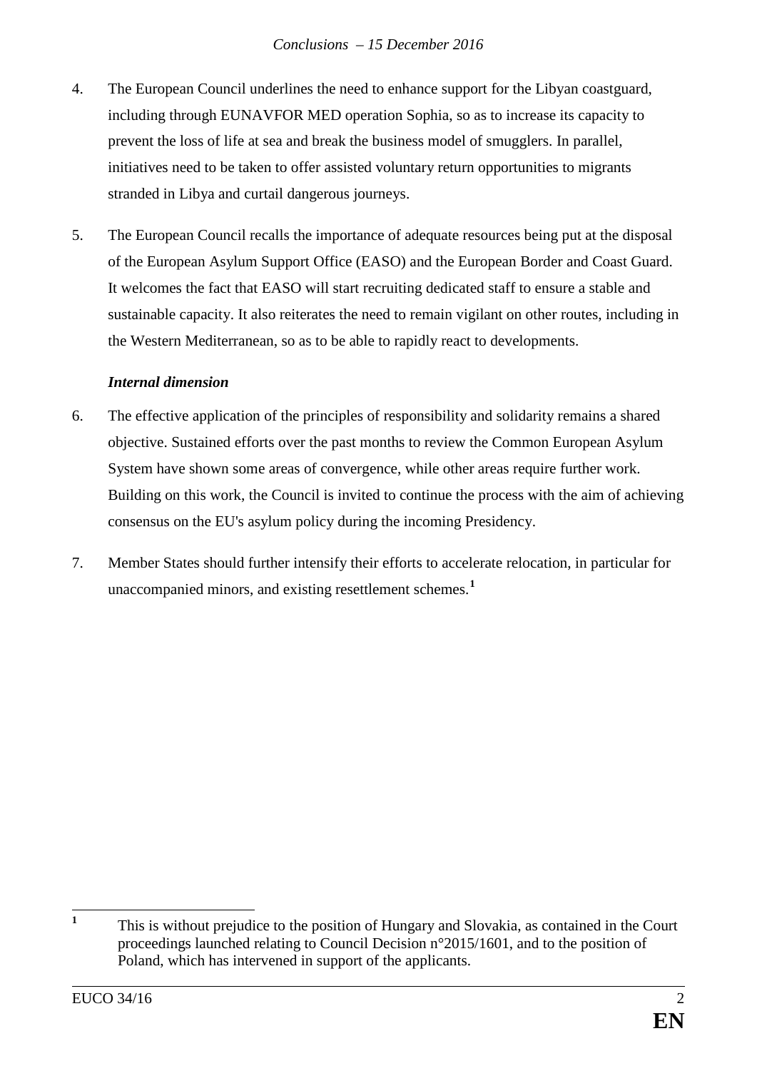4. The European Council underlines the need to enhance support for the Libyan coastguard, including through EUNAVFOR MED operation Sophia, so as to increase its capacity to prevent the loss of life at sea and break the business model of smugglers. In parallel, initiatives need to be taken to offer assisted voluntary return opportunities to migrants stranded in Libya and curtail dangerous journeys.

5. The European Council recalls the importance of adequate resources being put at the disposal of the European Asylum Support Office (EASO) and the European Border and Coast Guard. It welcomes the fact that EASO will start recruiting dedicated staff to ensure a stable and sustainable capacity. It also reiterates the need to remain vigilant on other routes, including in the Western Mediterranean, so as to be able to rapidly react to developments.

***Internal dimension***

6. The effective application of the principles of responsibility and solidarity remains a shared objective. Sustained efforts over the past months to review the Common European Asylum System have shown some areas of convergence, while other areas require further work. Building on this work, the Council is invited to continue the process with the aim of achieving consensus on the EU's asylum policy during the incoming Presidency.

7. Member States should further intensify their efforts to accelerate relocation, in particular for unaccompanied minors, and existing resettlement schemes.[1]

---

[1] This is without prejudice to the position of Hungary and Slovakia, as contained in the Court proceedings launched relating to Council Decision n°2015/1601, and to the position of Poland, which has intervened in support of the applicants.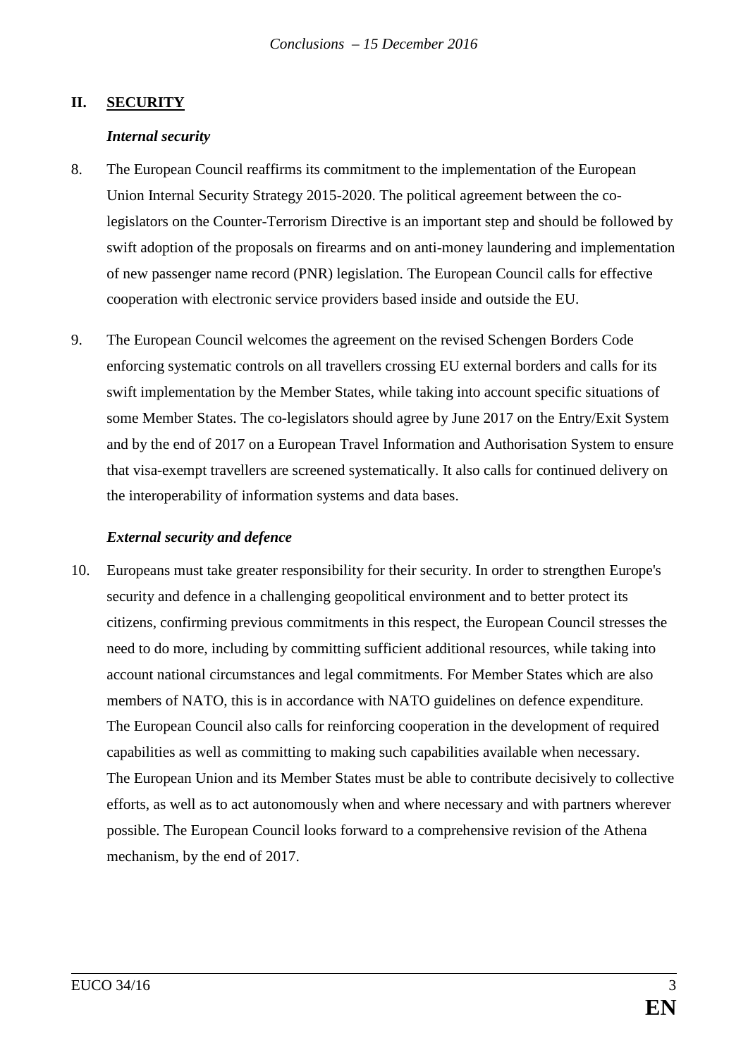## II. SECURITY

### *Internal security*

8. The European Council reaffirms its commitment to the implementation of the European Union Internal Security Strategy 2015-2020. The political agreement between the co-legislators on the Counter-Terrorism Directive is an important step and should be followed by swift adoption of the proposals on firearms and on anti-money laundering and implementation of new passenger name record (PNR) legislation. The European Council calls for effective cooperation with electronic service providers based inside and outside the EU.

9. The European Council welcomes the agreement on the revised Schengen Borders Code enforcing systematic controls on all travellers crossing EU external borders and calls for its swift implementation by the Member States, while taking into account specific situations of some Member States. The co-legislators should agree by June 2017 on the Entry/Exit System and by the end of 2017 on a European Travel Information and Authorisation System to ensure that visa-exempt travellers are screened systematically. It also calls for continued delivery on the interoperability of information systems and data bases.

### *External security and defence*

10. Europeans must take greater responsibility for their security. In order to strengthen Europe's security and defence in a challenging geopolitical environment and to better protect its citizens, confirming previous commitments in this respect, the European Council stresses the need to do more, including by committing sufficient additional resources, while taking into account national circumstances and legal commitments. For Member States which are also members of NATO, this is in accordance with NATO guidelines on defence expenditure. The European Council also calls for reinforcing cooperation in the development of required capabilities as well as committing to making such capabilities available when necessary. The European Union and its Member States must be able to contribute decisively to collective efforts, as well as to act autonomously when and where necessary and with partners wherever possible. The European Council looks forward to a comprehensive revision of the Athena mechanism, by the end of 2017.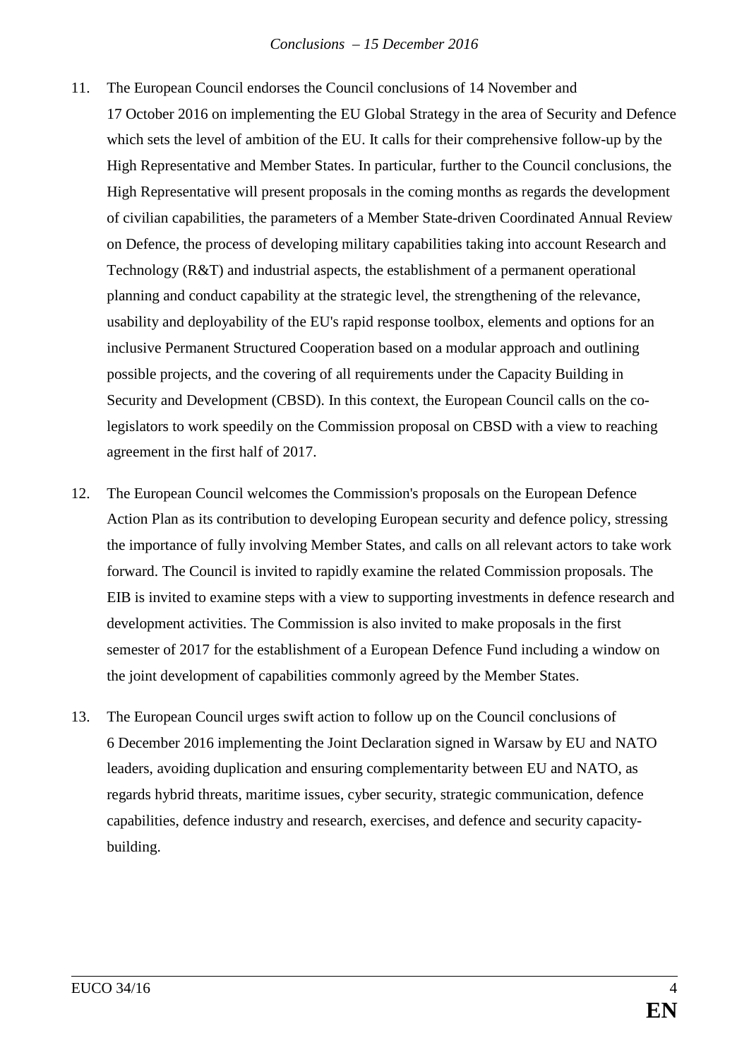11. The European Council endorses the Council conclusions of 14 November and 17 October 2016 on implementing the EU Global Strategy in the area of Security and Defence which sets the level of ambition of the EU. It calls for their comprehensive follow-up by the High Representative and Member States. In particular, further to the Council conclusions, the High Representative will present proposals in the coming months as regards the development of civilian capabilities, the parameters of a Member State-driven Coordinated Annual Review on Defence, the process of developing military capabilities taking into account Research and Technology (R&T) and industrial aspects, the establishment of a permanent operational planning and conduct capability at the strategic level, the strengthening of the relevance, usability and deployability of the EU's rapid response toolbox, elements and options for an inclusive Permanent Structured Cooperation based on a modular approach and outlining possible projects, and the covering of all requirements under the Capacity Building in Security and Development (CBSD). In this context, the European Council calls on the co-legislators to work speedily on the Commission proposal on CBSD with a view to reaching agreement in the first half of 2017.

12. The European Council welcomes the Commission's proposals on the European Defence Action Plan as its contribution to developing European security and defence policy, stressing the importance of fully involving Member States, and calls on all relevant actors to take work forward. The Council is invited to rapidly examine the related Commission proposals. The EIB is invited to examine steps with a view to supporting investments in defence research and development activities. The Commission is also invited to make proposals in the first semester of 2017 for the establishment of a European Defence Fund including a window on the joint development of capabilities commonly agreed by the Member States.

13. The European Council urges swift action to follow up on the Council conclusions of 6 December 2016 implementing the Joint Declaration signed in Warsaw by EU and NATO leaders, avoiding duplication and ensuring complementarity between EU and NATO, as regards hybrid threats, maritime issues, cyber security, strategic communication, defence capabilities, defence industry and research, exercises, and defence and security capacity-building.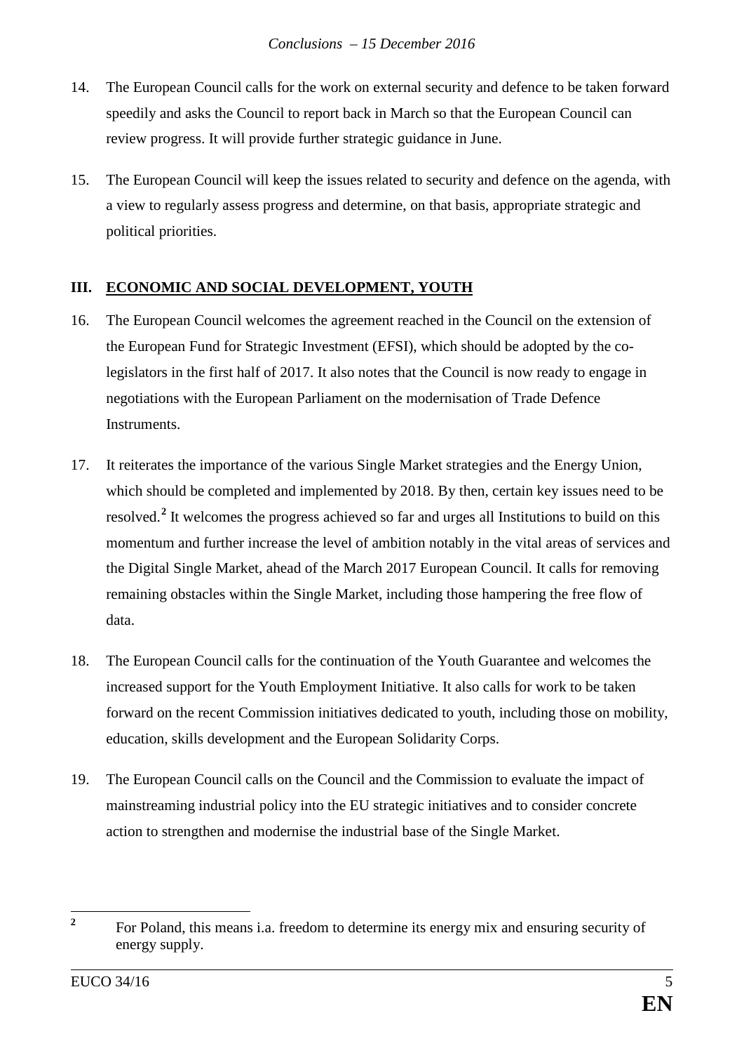14. The European Council calls for the work on external security and defence to be taken forward speedily and asks the Council to report back in March so that the European Council can review progress. It will provide further strategic guidance in June.

15. The European Council will keep the issues related to security and defence on the agenda, with a view to regularly assess progress and determine, on that basis, appropriate strategic and political priorities.

## III. ECONOMIC AND SOCIAL DEVELOPMENT, YOUTH

16. The European Council welcomes the agreement reached in the Council on the extension of the European Fund for Strategic Investment (EFSI), which should be adopted by the co-legislators in the first half of 2017. It also notes that the Council is now ready to engage in negotiations with the European Parliament on the modernisation of Trade Defence Instruments.

17. It reiterates the importance of the various Single Market strategies and the Energy Union, which should be completed and implemented by 2018. By then, certain key issues need to be resolved.[2] It welcomes the progress achieved so far and urges all Institutions to build on this momentum and further increase the level of ambition notably in the vital areas of services and the Digital Single Market, ahead of the March 2017 European Council. It calls for removing remaining obstacles within the Single Market, including those hampering the free flow of data.

18. The European Council calls for the continuation of the Youth Guarantee and welcomes the increased support for the Youth Employment Initiative. It also calls for work to be taken forward on the recent Commission initiatives dedicated to youth, including those on mobility, education, skills development and the European Solidarity Corps.

19. The European Council calls on the Council and the Commission to evaluate the impact of mainstreaming industrial policy into the EU strategic initiatives and to consider concrete action to strengthen and modernise the industrial base of the Single Market.

---

[2] For Poland, this means i.a. freedom to determine its energy mix and ensuring security of energy supply.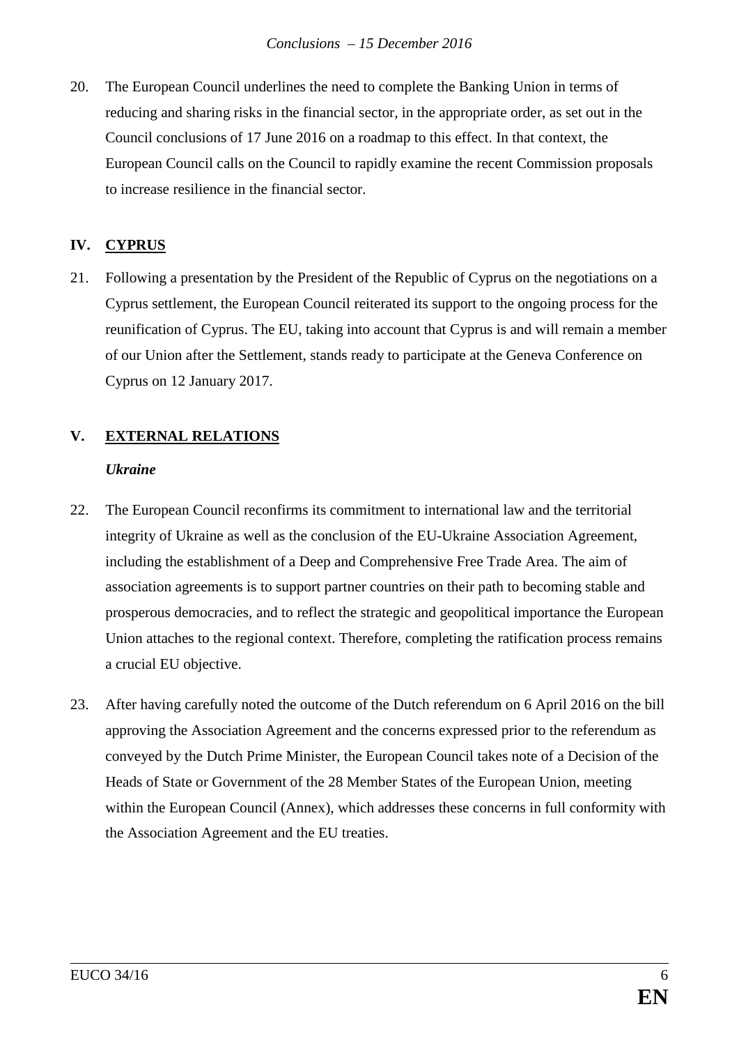20. The European Council underlines the need to complete the Banking Union in terms of reducing and sharing risks in the financial sector, in the appropriate order, as set out in the Council conclusions of 17 June 2016 on a roadmap to this effect. In that context, the European Council calls on the Council to rapidly examine the recent Commission proposals to increase resilience in the financial sector.

## IV. CYPRUS

21. Following a presentation by the President of the Republic of Cyprus on the negotiations on a Cyprus settlement, the European Council reiterated its support to the ongoing process for the reunification of Cyprus. The EU, taking into account that Cyprus is and will remain a member of our Union after the Settlement, stands ready to participate at the Geneva Conference on Cyprus on 12 January 2017.

## V. EXTERNAL RELATIONS

### *Ukraine*

22. The European Council reconfirms its commitment to international law and the territorial integrity of Ukraine as well as the conclusion of the EU-Ukraine Association Agreement, including the establishment of a Deep and Comprehensive Free Trade Area. The aim of association agreements is to support partner countries on their path to becoming stable and prosperous democracies, and to reflect the strategic and geopolitical importance the European Union attaches to the regional context. Therefore, completing the ratification process remains a crucial EU objective.

23. After having carefully noted the outcome of the Dutch referendum on 6 April 2016 on the bill approving the Association Agreement and the concerns expressed prior to the referendum as conveyed by the Dutch Prime Minister, the European Council takes note of a Decision of the Heads of State or Government of the 28 Member States of the European Union, meeting within the European Council (Annex), which addresses these concerns in full conformity with the Association Agreement and the EU treaties.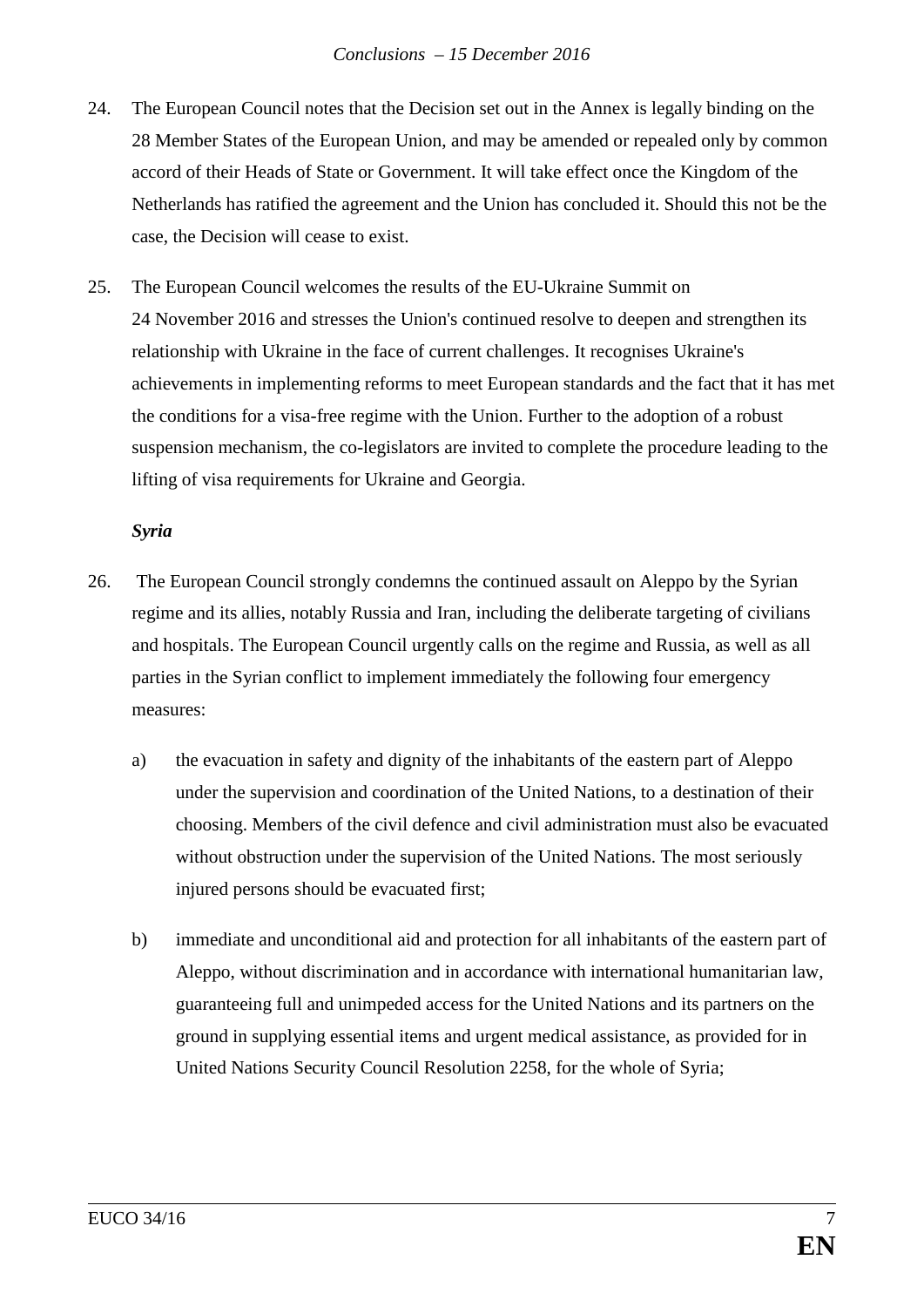24. The European Council notes that the Decision set out in the Annex is legally binding on the 28 Member States of the European Union, and may be amended or repealed only by common accord of their Heads of State or Government. It will take effect once the Kingdom of the Netherlands has ratified the agreement and the Union has concluded it. Should this not be the case, the Decision will cease to exist.

25. The European Council welcomes the results of the EU-Ukraine Summit on 24 November 2016 and stresses the Union's continued resolve to deepen and strengthen its relationship with Ukraine in the face of current challenges. It recognises Ukraine's achievements in implementing reforms to meet European standards and the fact that it has met the conditions for a visa-free regime with the Union. Further to the adoption of a robust suspension mechanism, the co-legislators are invited to complete the procedure leading to the lifting of visa requirements for Ukraine and Georgia.

***Syria***

26. The European Council strongly condemns the continued assault on Aleppo by the Syrian regime and its allies, notably Russia and Iran, including the deliberate targeting of civilians and hospitals. The European Council urgently calls on the regime and Russia, as well as all parties in the Syrian conflict to implement immediately the following four emergency measures:

    a) the evacuation in safety and dignity of the inhabitants of the eastern part of Aleppo under the supervision and coordination of the United Nations, to a destination of their choosing. Members of the civil defence and civil administration must also be evacuated without obstruction under the supervision of the United Nations. The most seriously injured persons should be evacuated first;

    b) immediate and unconditional aid and protection for all inhabitants of the eastern part of Aleppo, without discrimination and in accordance with international humanitarian law, guaranteeing full and unimpeded access for the United Nations and its partners on the ground in supplying essential items and urgent medical assistance, as provided for in United Nations Security Council Resolution 2258, for the whole of Syria;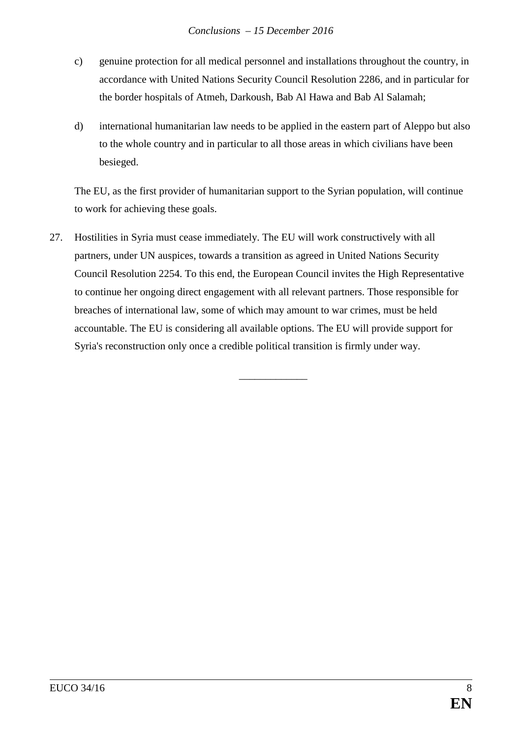c) genuine protection for all medical personnel and installations throughout the country, in accordance with United Nations Security Council Resolution 2286, and in particular for the border hospitals of Atmeh, Darkoush, Bab Al Hawa and Bab Al Salamah;

d) international humanitarian law needs to be applied in the eastern part of Aleppo but also to the whole country and in particular to all those areas in which civilians have been besieged.

The EU, as the first provider of humanitarian support to the Syrian population, will continue to work for achieving these goals.

27. Hostilities in Syria must cease immediately. The EU will work constructively with all partners, under UN auspices, towards a transition as agreed in United Nations Security Council Resolution 2254. To this end, the European Council invites the High Representative to continue her ongoing direct engagement with all relevant partners. Those responsible for breaches of international law, some of which may amount to war crimes, must be held accountable. The EU is considering all available options. The EU will provide support for Syria's reconstruction only once a credible political transition is firmly under way.

\_\_\_\_\_\_\_\_\_\_\_\_\_\_\_\_\_\_\_\_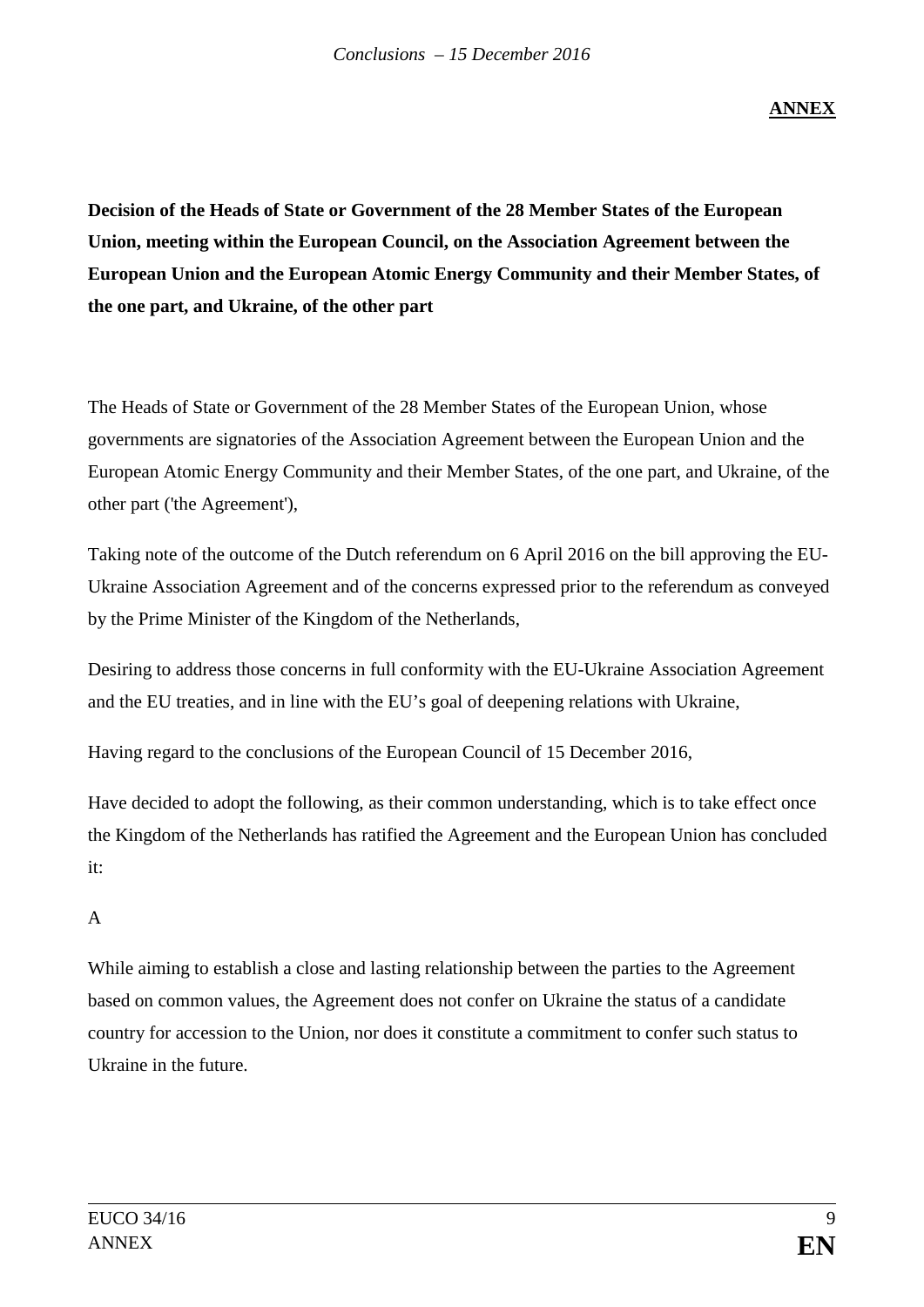**ANNEX**

**Decision of the Heads of State or Government of the 28 Member States of the European Union, meeting within the European Council, on the Association Agreement between the European Union and the European Atomic Energy Community and their Member States, of the one part, and Ukraine, of the other part**

The Heads of State or Government of the 28 Member States of the European Union, whose governments are signatories of the Association Agreement between the European Union and the European Atomic Energy Community and their Member States, of the one part, and Ukraine, of the other part ('the Agreement'),

Taking note of the outcome of the Dutch referendum on 6 April 2016 on the bill approving the EU-Ukraine Association Agreement and of the concerns expressed prior to the referendum as conveyed by the Prime Minister of the Kingdom of the Netherlands,

Desiring to address those concerns in full conformity with the EU-Ukraine Association Agreement and the EU treaties, and in line with the EU's goal of deepening relations with Ukraine,

Having regard to the conclusions of the European Council of 15 December 2016,

Have decided to adopt the following, as their common understanding, which is to take effect once the Kingdom of the Netherlands has ratified the Agreement and the European Union has concluded it:

A

While aiming to establish a close and lasting relationship between the parties to the Agreement based on common values, the Agreement does not confer on Ukraine the status of a candidate country for accession to the Union, nor does it constitute a commitment to confer such status to Ukraine in the future.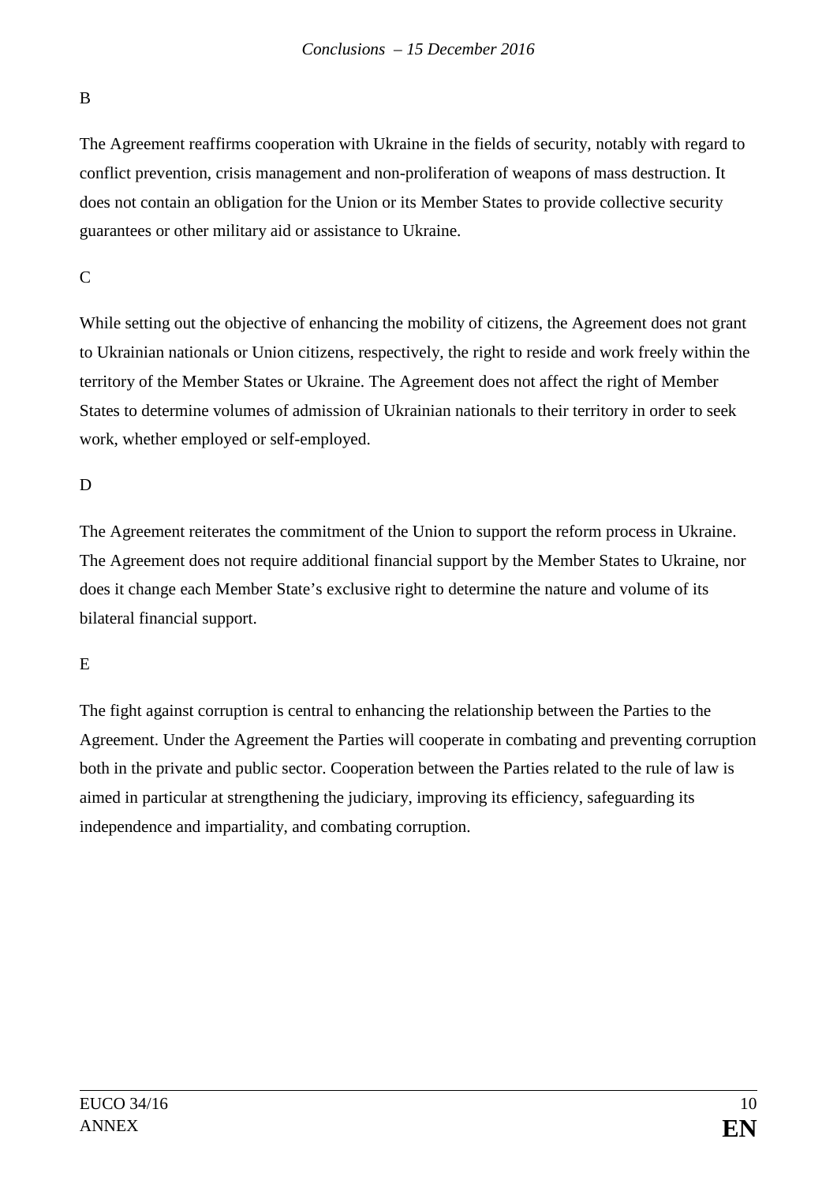B

The Agreement reaffirms cooperation with Ukraine in the fields of security, notably with regard to conflict prevention, crisis management and non-proliferation of weapons of mass destruction. It does not contain an obligation for the Union or its Member States to provide collective security guarantees or other military aid or assistance to Ukraine.

C

While setting out the objective of enhancing the mobility of citizens, the Agreement does not grant to Ukrainian nationals or Union citizens, respectively, the right to reside and work freely within the territory of the Member States or Ukraine. The Agreement does not affect the right of Member States to determine volumes of admission of Ukrainian nationals to their territory in order to seek work, whether employed or self-employed.

D

The Agreement reiterates the commitment of the Union to support the reform process in Ukraine. The Agreement does not require additional financial support by the Member States to Ukraine, nor does it change each Member State's exclusive right to determine the nature and volume of its bilateral financial support.

E

The fight against corruption is central to enhancing the relationship between the Parties to the Agreement. Under the Agreement the Parties will cooperate in combating and preventing corruption both in the private and public sector. Cooperation between the Parties related to the rule of law is aimed in particular at strengthening the judiciary, improving its efficiency, safeguarding its independence and impartiality, and combating corruption.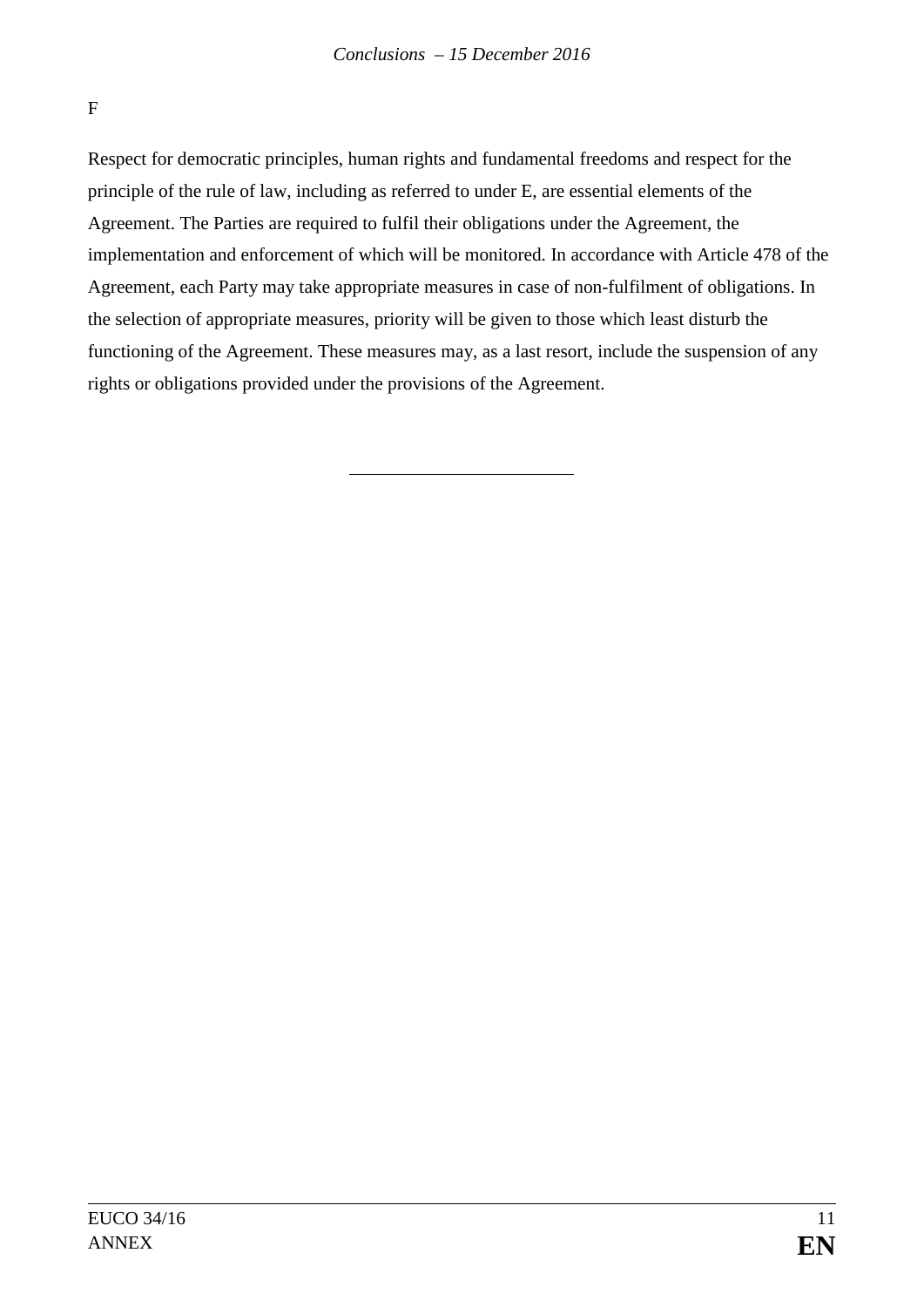F

Respect for democratic principles, human rights and fundamental freedoms and respect for the principle of the rule of law, including as referred to under E, are essential elements of the Agreement. The Parties are required to fulfil their obligations under the Agreement, the implementation and enforcement of which will be monitored. In accordance with Article 478 of the Agreement, each Party may take appropriate measures in case of non-fulfilment of obligations. In the selection of appropriate measures, priority will be given to those which least disturb the functioning of the Agreement. These measures may, as a last resort, include the suspension of any rights or obligations provided under the provisions of the Agreement.